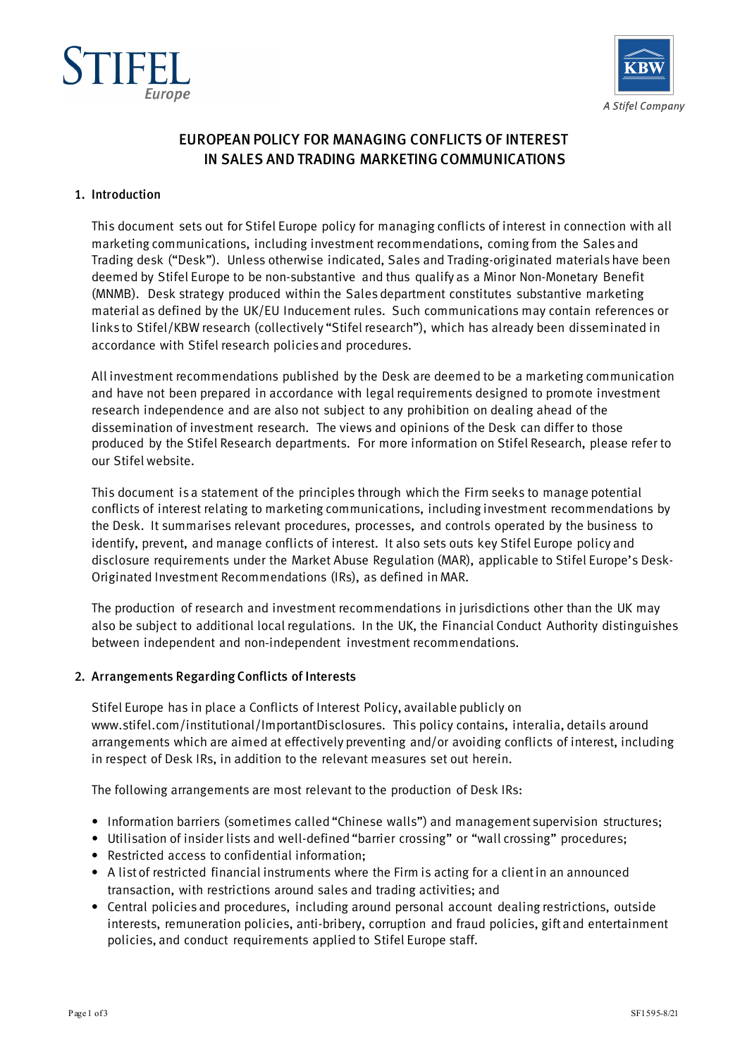STIFEL Europe

KBW

A Stifel Company

# EUROPEAN POLICY FOR MANAGING CONFLICTS OF INTEREST IN SALES AND TRADING MARKETING COMMUNICATIONS

## 1. Introduction

This document sets out for Stifel Europe policy for managing conflicts of interest in connection with all marketing communications, including investment recommendations, coming from the Sales and Trading desk ("Desk"). Unless otherwise indicated, Sales and Trading-originated materials have been deemed by Stifel Europe to be non-substantive and thus qualify as a Minor Non-Monetary Benefit (MNMB). Desk strategy produced within the Sales department constitutes substantive marketing material as defined by the UK/EU Inducement rules. Such communications may contain references or links to Stifel/KBW research (collectively "Stifel research"), which has already been disseminated in accordance with Stifel research policies and procedures.

All investment recommendations published by the Desk are deemed to be a marketing communication and have not been prepared in accordance with legal requirements designed to promote investment research independence and are also not subject to any prohibition on dealing ahead of the dissemination of investment research. The views and opinions of the Desk can differ to those produced by the Stifel Research departments. For more information on Stifel Research, please refer to our Stifel website.

This document is a statement of the principles through which the Firm seeks to manage potential conflicts of interest relating to marketing communications, including investment recommendations by the Desk. It summarises relevant procedures, processes, and controls operated by the business to identify, prevent, and manage conflicts of interest. It also sets outs key Stifel Europe policy and disclosure requirements under the Market Abuse Regulation (MAR), applicable to Stifel Europe's Desk-Originated Investment Recommendations (IRs), as defined in MAR.

The production of research and investment recommendations in jurisdictions other than the UK may also be subject to additional local regulations. In the UK, the Financial Conduct Authority distinguishes between independent and non-independent investment recommendations.

## 2. Arrangements Regarding Conflicts of Interests

Stifel Europe has in place a Conflicts of Interest Policy, available publicly on www.stifel.com/institutional/ImportantDisclosures. This policy contains, interalia, details around arrangements which are aimed at effectively preventing and/or avoiding conflicts of interest, including in respect of Desk IRs, in addition to the relevant measures set out herein.

The following arrangements are most relevant to the production of Desk IRs:

- Information barriers (sometimes called "Chinese walls") and management supervision structures;
- Utilisation of insider lists and well-defined "barrier crossing" or "wall crossing" procedures;
- Restricted access to confidential information;
- A list of restricted financial instruments where the Firm is acting for a client in an announced transaction, with restrictions around sales and trading activities; and
- Central policies and procedures, including around personal account dealing restrictions, outside interests, remuneration policies, anti-bribery, corruption and fraud policies, gift and entertainment policies, and conduct requirements applied to Stifel Europe staff.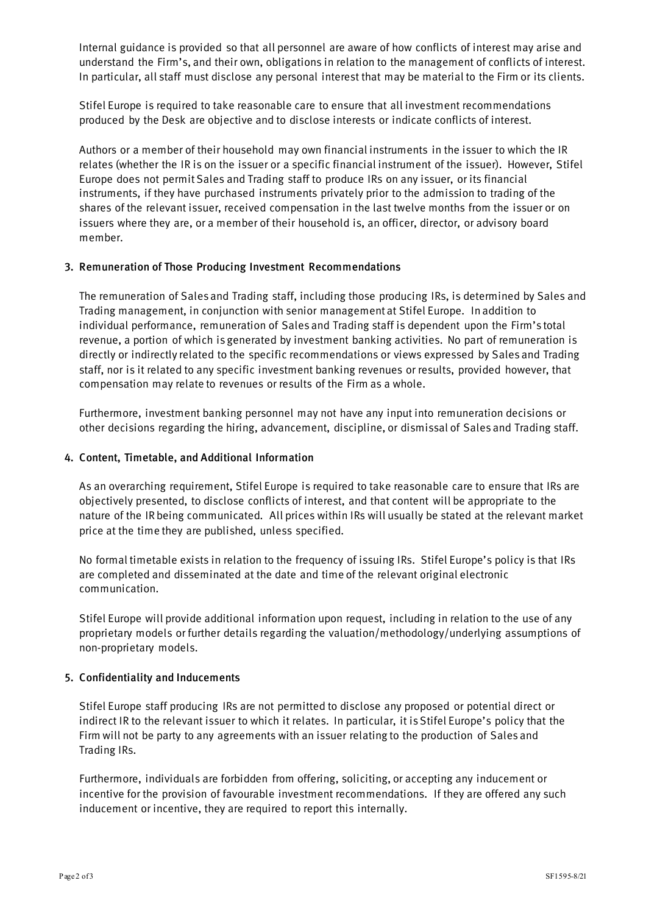Internal guidance is provided so that all personnel are aware of how conflicts of interest may arise and understand the Firm's, and their own, obligations in relation to the management of conflicts of interest. In particular, all staff must disclose any personal interest that may be material to the Firm or its clients.

Stifel Europe is required to take reasonable care to ensure that all investment recommendations produced by the Desk are objective and to disclose interests or indicate conflicts of interest.

Authors or a member of their household may own financial instruments in the issuer to which the IR relates (whether the IR is on the issuer or a specific financial instrument of the issuer). However, Stifel Europe does not permit Sales and Trading staff to produce IRs on any issuer, or its financial instruments, if they have purchased instruments privately prior to the admission to trading of the shares of the relevant issuer, received compensation in the last twelve months from the issuer or on issuers where they are, or a member of their household is, an officer, director, or advisory board member.

## 3. Remuneration of Those Producing Investment Recommendations

The remuneration of Sales and Trading staff, including those producing IRs, is determined by Sales and Trading management, in conjunction with senior management at Stifel Europe. In addition to individual performance, remuneration of Sales and Trading staff is dependent upon the Firm's total revenue, a portion of which is generated by investment banking activities. No part of remuneration is directly or indirectly related to the specific recommendations or views expressed by Sales and Trading staff, nor is it related to any specific investment banking revenues or results, provided however, that compensation may relate to revenues or results of the Firm as a whole.

Furthermore, investment banking personnel may not have any input into remuneration decisions or other decisions regarding the hiring, advancement, discipline, or dismissal of Sales and Trading staff.

## 4. Content, Timetable, and Additional Information

As an overarching requirement, Stifel Europe is required to take reasonable care to ensure that IRs are objectively presented, to disclose conflicts of interest, and that content will be appropriate to the nature of the IR being communicated. All prices within IRs will usually be stated at the relevant market price at the time they are published, unless specified.

No formal timetable exists in relation to the frequency of issuing IRs. Stifel Europe's policy is that IRs are completed and disseminated at the date and time of the relevant original electronic communication.

Stifel Europe will provide additional information upon request, including in relation to the use of any proprietary models or further details regarding the valuation/methodology/underlying assumptions of non-proprietary models.

## 5. Confidentiality and Inducements

Stifel Europe staff producing IRs are not permitted to disclose any proposed or potential direct or indirect IR to the relevant issuer to which it relates. In particular, it is Stifel Europe's policy that the Firm will not be party to any agreements with an issuer relating to the production of Sales and Trading IRs.

Furthermore, individuals are forbidden from offering, soliciting, or accepting any inducement or incentive for the provision of favourable investment recommendations. If they are offered any such inducement or incentive, they are required to report this internally.

SF1595-8/21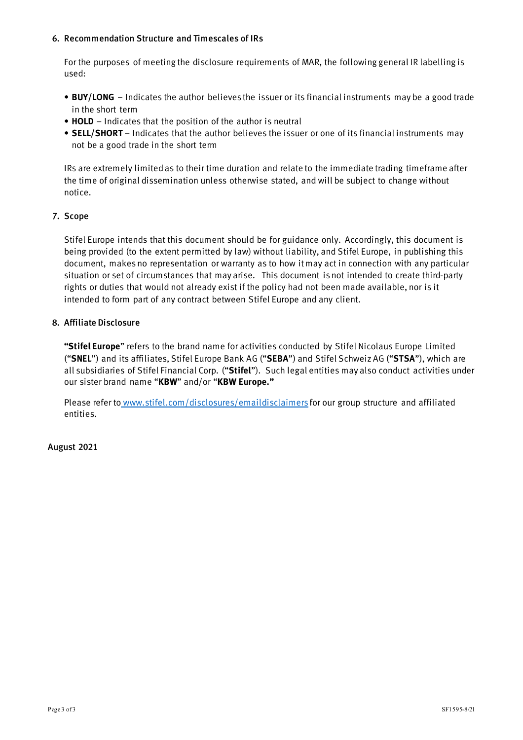## 6. Recommendation Structure and Timescales of IRs

For the purposes of meeting the disclosure requirements of MAR, the following general IR labelling is used:

- **BUY/LONG** – Indicates the author believes the issuer or its financial instruments may be a good trade in the short term
- **HOLD** – Indicates that the position of the author is neutral
- **SELL/SHORT** – Indicates that the author believes the issuer or one of its financial instruments may not be a good trade in the short term

IRs are extremely limited as to their time duration and relate to the immediate trading timeframe after the time of original dissemination unless otherwise stated, and will be subject to change without notice.

## 7. Scope

Stifel Europe intends that this document should be for guidance only. Accordingly, this document is being provided (to the extent permitted by law) without liability, and Stifel Europe, in publishing this document, makes no representation or warranty as to how it may act in connection with any particular situation or set of circumstances that may arise. This document is not intended to create third-party rights or duties that would not already exist if the policy had not been made available, nor is it intended to form part of any contract between Stifel Europe and any client.

## 8. Affiliate Disclosure

**"Stifel Europe"** refers to the brand name for activities conducted by Stifel Nicolaus Europe Limited (**"SNEL"**) and its affiliates, Stifel Europe Bank AG (**"SEBA"**) and Stifel Schweiz AG (**"STSA"**), which are all subsidiaries of Stifel Financial Corp. (**"Stifel"**). Such legal entities may also conduct activities under our sister brand name **"KBW"** and/or **"KBW Europe."**

Please refer to www.stifel.com/disclosures/emaildisclaimers for our group structure and affiliated entities.

**August 2021**

SF1595-8/21